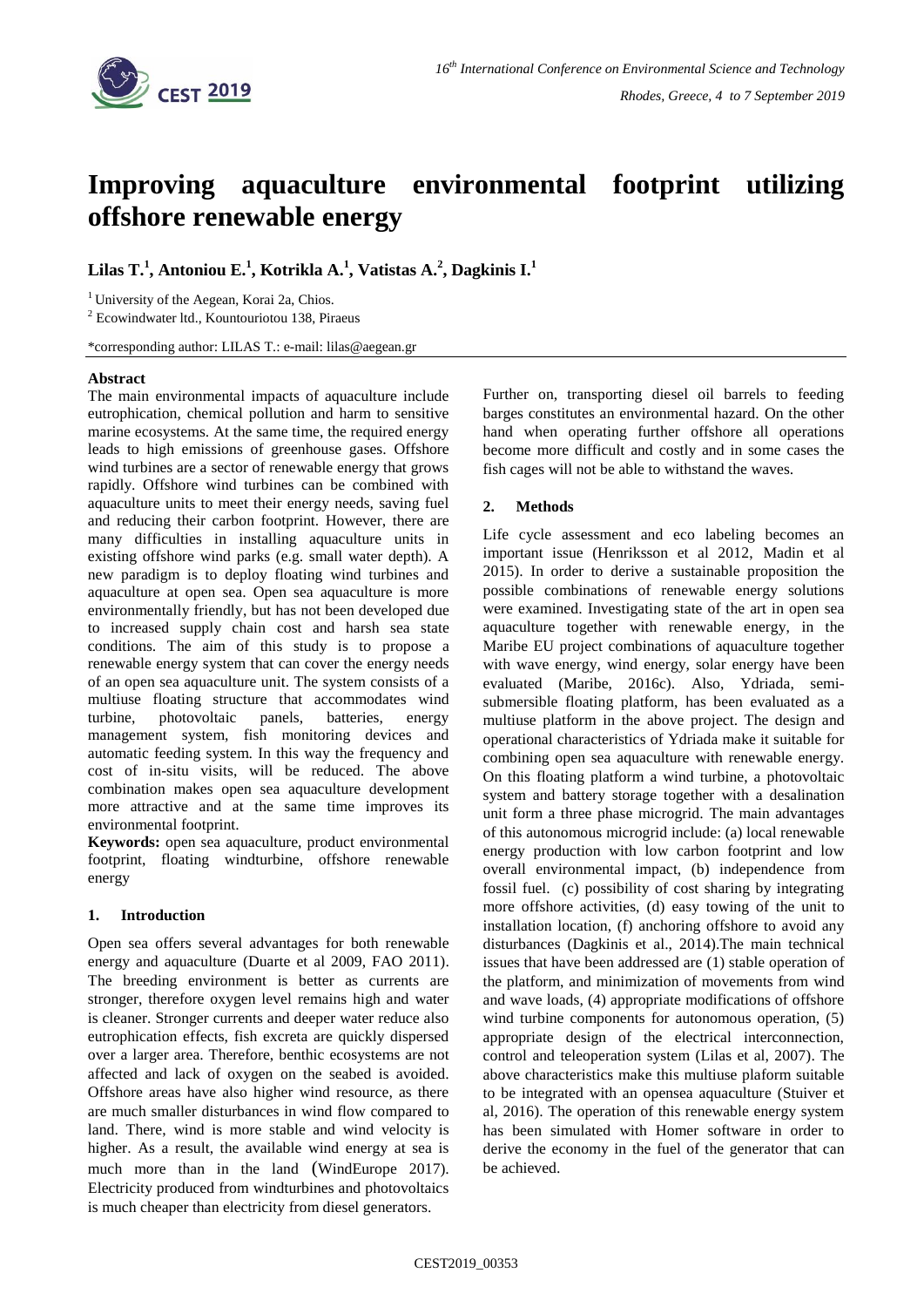# Improving aquaculture environmental footprint utilizing offshore renewable energy

**Lilas T.[1], Antoniou E.[1], Kotrikla A.[1], Vatistas A.[2], Dagkinis I.[1]**

[1] University of the Aegean, Korai 2a, Chios.

[2] Ecowindwater ltd., Kountouriotou 138, Piraeus

*corresponding author: LILAS T.: e-mail: lilas@aegean.gr

### Abstract

The main environmental impacts of aquaculture include eutrophication, chemical pollution and harm to sensitive marine ecosystems. At the same time, the required energy leads to high emissions of greenhouse gases. Offshore wind turbines are a sector of renewable energy that grows rapidly. Offshore wind turbines can be combined with aquaculture units to meet their energy needs, saving fuel and reducing their carbon footprint. However, there are many difficulties in installing aquaculture units in existing offshore wind parks (e.g. small water depth). A new paradigm is to deploy floating wind turbines and aquaculture at open sea. Open sea aquaculture is more environmentally friendly, but has not been developed due to increased supply chain cost and harsh sea state conditions. The aim of this study is to propose a renewable energy system that can cover the energy needs of an open sea aquaculture unit. The system consists of a multiuse floating structure that accommodates wind turbine, photovoltaic panels, batteries, energy management system, fish monitoring devices and automatic feeding system. In this way the frequency and cost of in-situ visits, will be reduced. The above combination makes open sea aquaculture development more attractive and at the same time improves its environmental footprint.

**Keywords:** open sea aquaculture, product environmental footprint, floating windturbine, offshore renewable energy

## 1. Introduction

Open sea offers several advantages for both renewable energy and aquaculture (Duarte et al 2009, FAO 2011). The breeding environment is better as currents are stronger, therefore oxygen level remains high and water is cleaner. Stronger currents and deeper water reduce also eutrophication effects, fish excreta are quickly dispersed over a larger area. Therefore, benthic ecosystems are not affected and lack of oxygen on the seabed is avoided. Offshore areas have also higher wind resource, as there are much smaller disturbances in wind flow compared to land. There, wind is more stable and wind velocity is higher. As a result, the available wind energy at sea is much more than in the land (WindEurope 2017). Electricity produced from windturbines and photovoltaics is much cheaper than electricity from diesel generators.

Further on, transporting diesel oil barrels to feeding barges constitutes an environmental hazard. On the other hand when operating further offshore all operations become more difficult and costly and in some cases the fish cages will not be able to withstand the waves.

## 2. Methods

Life cycle assessment and eco labeling becomes an important issue (Henriksson et al 2012, Madin et al 2015). In order to derive a sustainable proposition the possible combinations of renewable energy solutions were examined. Investigating state of the art in open sea aquaculture together with renewable energy, in the Maribe EU project combinations of aquaculture together with wave energy, wind energy, solar energy have been evaluated (Maribe, 2016c). Also, Ydriada, semi-submersible floating platform, has been evaluated as a multiuse platform in the above project. The design and operational characteristics of Ydriada make it suitable for combining open sea aquaculture with renewable energy. On this floating platform a wind turbine, a photovoltaic system and battery storage together with a desalination unit form a three phase microgrid. The main advantages of this autonomous microgrid include: (a) local renewable energy production with low carbon footprint and low overall environmental impact, (b) independence from fossil fuel. (c) possibility of cost sharing by integrating more offshore activities, (d) easy towing of the unit to installation location, (f) anchoring offshore to avoid any disturbances (Dagkinis et al., 2014).The main technical issues that have been addressed are (1) stable operation of the platform, and minimization of movements from wind and wave loads, (4) appropriate modifications of offshore wind turbine components for autonomous operation, (5) appropriate design of the electrical interconnection, control and teleoperation system (Lilas et al, 2007). The above characteristics make this multiuse plaform suitable to be integrated with an opensea aquaculture (Stuiver et al, 2016). The operation of this renewable energy system has been simulated with Homer software in order to derive the economy in the fuel of the generator that can be achieved.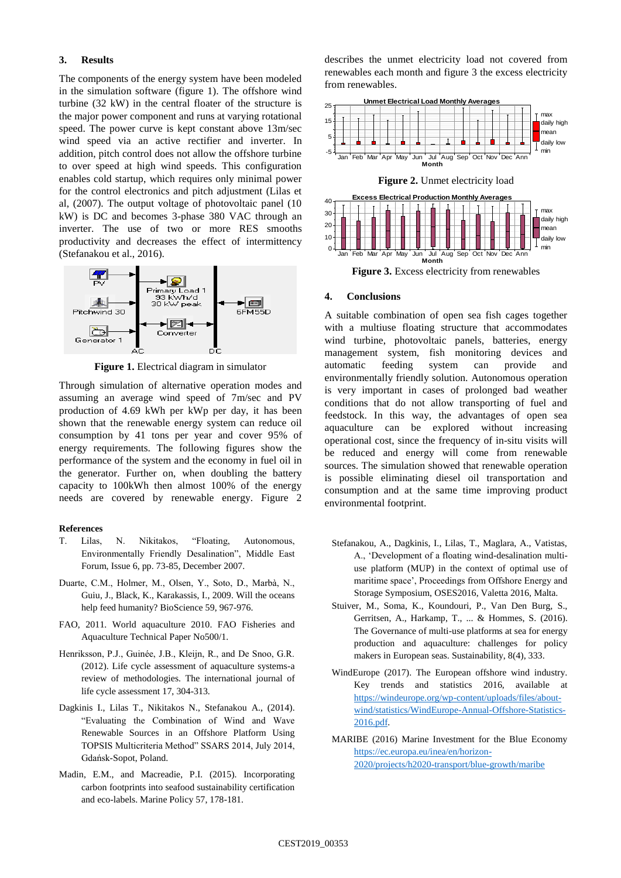## 3. Results

The components of the energy system have been modeled in the simulation software (figure 1). The offshore wind turbine (32 kW) in the central floater of the structure is the major power component and runs at varying rotational speed. The power curve is kept constant above 13m/sec wind speed via an active rectifier and inverter. In addition, pitch control does not allow the offshore turbine to over speed at high wind speeds. This configuration enables cold startup, which requires only minimal power for the control electronics and pitch adjustment (Lilas et al, (2007). The output voltage of photovoltaic panel (10 kW) is DC and becomes 3-phase 380 VAC through an inverter. The use of two or more RES smooths productivity and decreases the effect of intermittency (Stefanakou et al., 2016).

PV
Pitchwind 30
Generator 1
Primary Load 1
93 kWh/d
30 kW peak
Converter
6FM55D
AC
DC

**Figure 1.** Electrical diagram in simulator

Through simulation of alternative operation modes and assuming an average wind speed of 7m/sec and PV production of 4.69 kWh per kWp per day, it has been shown that the renewable energy system can reduce oil consumption by 41 tons per year and cover 95% of energy requirements. The following figures show the performance of the system and the economy in fuel oil in the generator. Further on, when doubling the battery capacity to 100kWh then almost 100% of the energy needs are covered by renewable energy. Figure 2 describes the unmet electricity load not covered from renewables each month and figure 3 the excess electricity from renewables.

Unmet Electrical Load Monthly Averages
25
15
5
-5
Jan Feb Mar Apr May Jun Jul Aug Sep Oct Nov Dec Ann
Month
max
daily high
mean
daily low
min

**Figure 2.** Unmet electricity load

Excess Electrical Production Monthly Averages
40
30
20
10
0
Jan Feb Mar Apr May Jun Jul Aug Sep Oct Nov Dec Ann
Month
max
daily high
mean
daily low
min

**Figure 3.** Excess electricity from renewables

## 4. Conclusions

A suitable combination of open sea fish cages together with a multiuse floating structure that accommodates wind turbine, photovoltaic panels, batteries, energy management system, fish monitoring devices and automatic feeding system can provide and environmentally friendly solution. Autonomous operation is very important in cases of prolonged bad weather conditions that do not allow transporting of fuel and feedstock. In this way, the advantages of open sea aquaculture can be explored without increasing operational cost, since the frequency of in-situ visits will be reduced and energy will come from renewable sources. The simulation showed that renewable operation is possible eliminating diesel oil transportation and consumption and at the same time improving product environmental footprint.

### References

T. Lilas, N. Nikitakos, "Floating, Autonomous, Environmentally Friendly Desalination", Middle East Forum, Issue 6, pp. 73-85, December 2007.

Duarte, C.M., Holmer, M., Olsen, Y., Soto, D., Marbà, N., Guiu, J., Black, K., Karakassis, I., 2009. Will the oceans help feed humanity? BioScience 59, 967-976.

FAO, 2011. World aquaculture 2010. FAO Fisheries and Aquaculture Technical Paper No500/1.

Henriksson, P.J., Guinée, J.B., Kleijn, R., and De Snoo, G.R. (2012). Life cycle assessment of aquaculture systems-a review of methodologies. The international journal of life cycle assessment 17, 304-313.

Dagkinis I., Lilas T., Nikitakos N., Stefanakou A., (2014). "Evaluating the Combination of Wind and Wave Renewable Sources in an Offshore Platform Using TOPSIS Multicriteria Method" SSARS 2014, July 2014, Gdańsk-Sopot, Poland.

Madin, E.M., and Macreadie, P.I. (2015). Incorporating carbon footprints into seafood sustainability certification and eco-labels. Marine Policy 57, 178-181.

Stefanakou, A., Dagkinis, I., Lilas, T., Maglara, A., Vatistas, A., 'Development of a floating wind-desalination multi-use platform (MUP) in the context of optimal use of maritime space', Proceedings from Offshore Energy and Storage Symposium, OSES2016, Valetta 2016, Malta.

Stuiver, M., Soma, K., Koundouri, P., Van Den Burg, S., Gerritsen, A., Harkamp, T., ... & Hommes, S. (2016). The Governance of multi-use platforms at sea for energy production and aquaculture: challenges for policy makers in European seas. Sustainability, 8(4), 333.

WindEurope (2017). The European offshore wind industry. Key trends and statistics 2016, available at https://windeurope.org/wp-content/uploads/files/about-wind/statistics/WindEurope-Annual-Offshore-Statistics-2016.pdf.

MARIBE (2016) Marine Investment for the Blue Economy https://ec.europa.eu/inea/en/horizon-2020/projects/h2020-transport/blue-growth/maribe